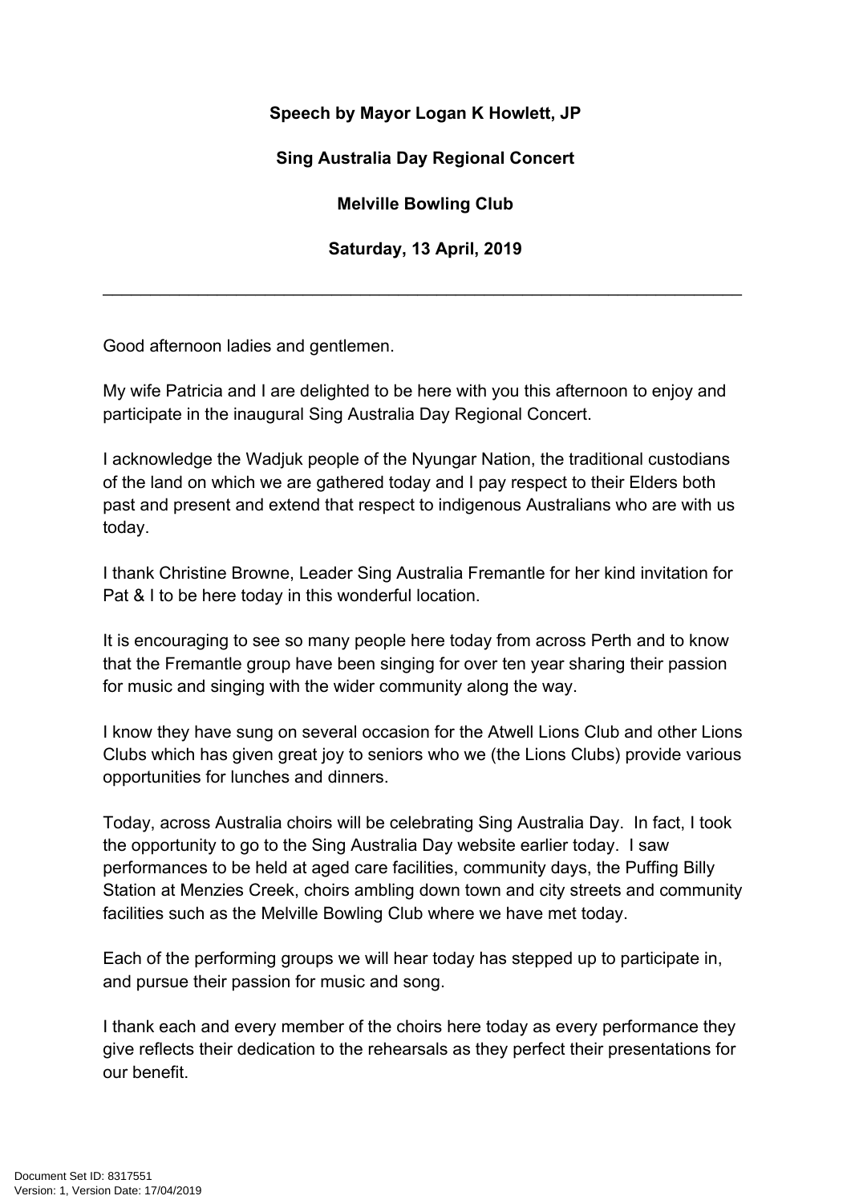**Speech by Mayor Logan K Howlett, JP**

**Sing Australia Day Regional Concert**

**Melville Bowling Club**

**Saturday, 13 April, 2019**

---

Good afternoon ladies and gentlemen.

My wife Patricia and I are delighted to be here with you this afternoon to enjoy and participate in the inaugural Sing Australia Day Regional Concert.

I acknowledge the Wadjuk people of the Nyungar Nation, the traditional custodians of the land on which we are gathered today and I pay respect to their Elders both past and present and extend that respect to indigenous Australians who are with us today.

I thank Christine Browne, Leader Sing Australia Fremantle for her kind invitation for Pat & I to be here today in this wonderful location.

It is encouraging to see so many people here today from across Perth and to know that the Fremantle group have been singing for over ten year sharing their passion for music and singing with the wider community along the way.

I know they have sung on several occasion for the Atwell Lions Club and other Lions Clubs which has given great joy to seniors who we (the Lions Clubs) provide various opportunities for lunches and dinners.

Today, across Australia choirs will be celebrating Sing Australia Day. In fact, I took the opportunity to go to the Sing Australia Day website earlier today. I saw performances to be held at aged care facilities, community days, the Puffing Billy Station at Menzies Creek, choirs ambling down town and city streets and community facilities such as the Melville Bowling Club where we have met today.

Each of the performing groups we will hear today has stepped up to participate in, and pursue their passion for music and song.

I thank each and every member of the choirs here today as every performance they give reflects their dedication to the rehearsals as they perfect their presentations for our benefit.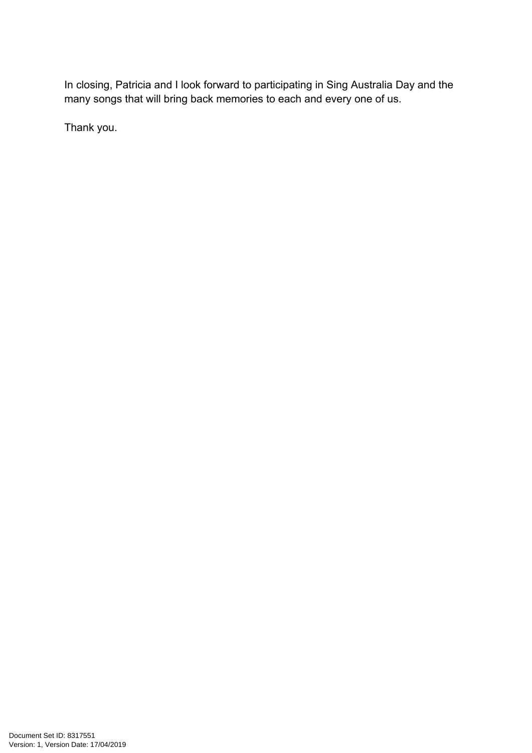In closing, Patricia and I look forward to participating in Sing Australia Day and the many songs that will bring back memories to each and every one of us.

Thank you.